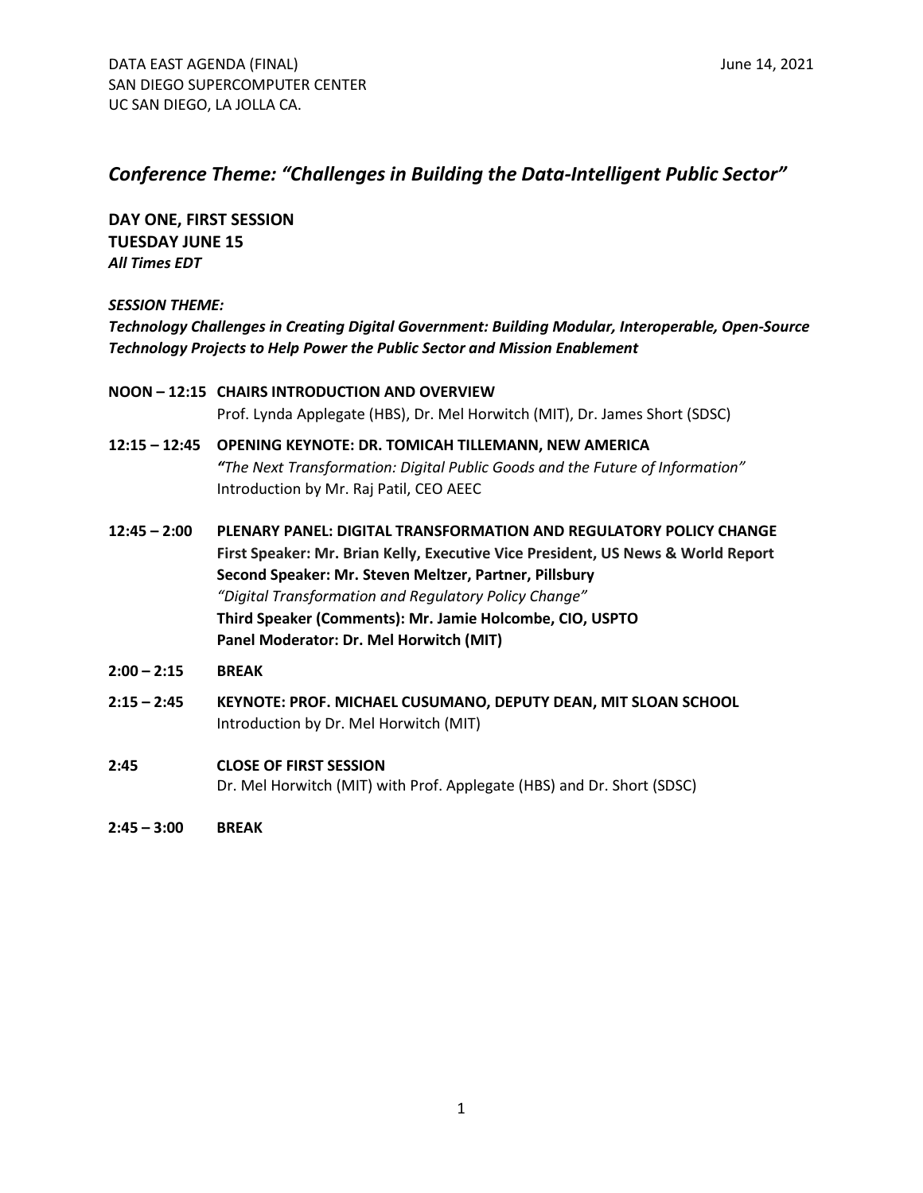DATA EAST AGENDA (FINAL)
SAN DIEGO SUPERCOMPUTER CENTER
UC SAN DIEGO, LA JOLLA CA.

June 14, 2021

## *Conference Theme: "Challenges in Building the Data-Intelligent Public Sector"*

**DAY ONE, FIRST SESSION**
**TUESDAY JUNE 15**
***All Times EDT***

***SESSION THEME:***
***Technology Challenges in Creating Digital Government: Building Modular, Interoperable, Open-Source Technology Projects to Help Power the Public Sector and Mission Enablement***

**NOON – 12:15** **CHAIRS INTRODUCTION AND OVERVIEW**
Prof. Lynda Applegate (HBS), Dr. Mel Horwitch (MIT), Dr. James Short (SDSC)

**12:15 – 12:45** **OPENING KEYNOTE: DR. TOMICAH TILLEMANN, NEW AMERICA**
*"The Next Transformation: Digital Public Goods and the Future of Information"*
Introduction by Mr. Raj Patil, CEO AEEC

**12:45 – 2:00** **PLENARY PANEL: DIGITAL TRANSFORMATION AND REGULATORY POLICY CHANGE**
**First Speaker: Mr. Brian Kelly, Executive Vice President, US News & World Report**
**Second Speaker: Mr. Steven Meltzer, Partner, Pillsbury**
*"Digital Transformation and Regulatory Policy Change"*
**Third Speaker (Comments): Mr. Jamie Holcombe, CIO, USPTO**
**Panel Moderator: Dr. Mel Horwitch (MIT)**

**2:00 – 2:15** **BREAK**

**2:15 – 2:45** **KEYNOTE: PROF. MICHAEL CUSUMANO, DEPUTY DEAN, MIT SLOAN SCHOOL**
Introduction by Dr. Mel Horwitch (MIT)

**2:45** **CLOSE OF FIRST SESSION**
Dr. Mel Horwitch (MIT) with Prof. Applegate (HBS) and Dr. Short (SDSC)

**2:45 – 3:00** **BREAK**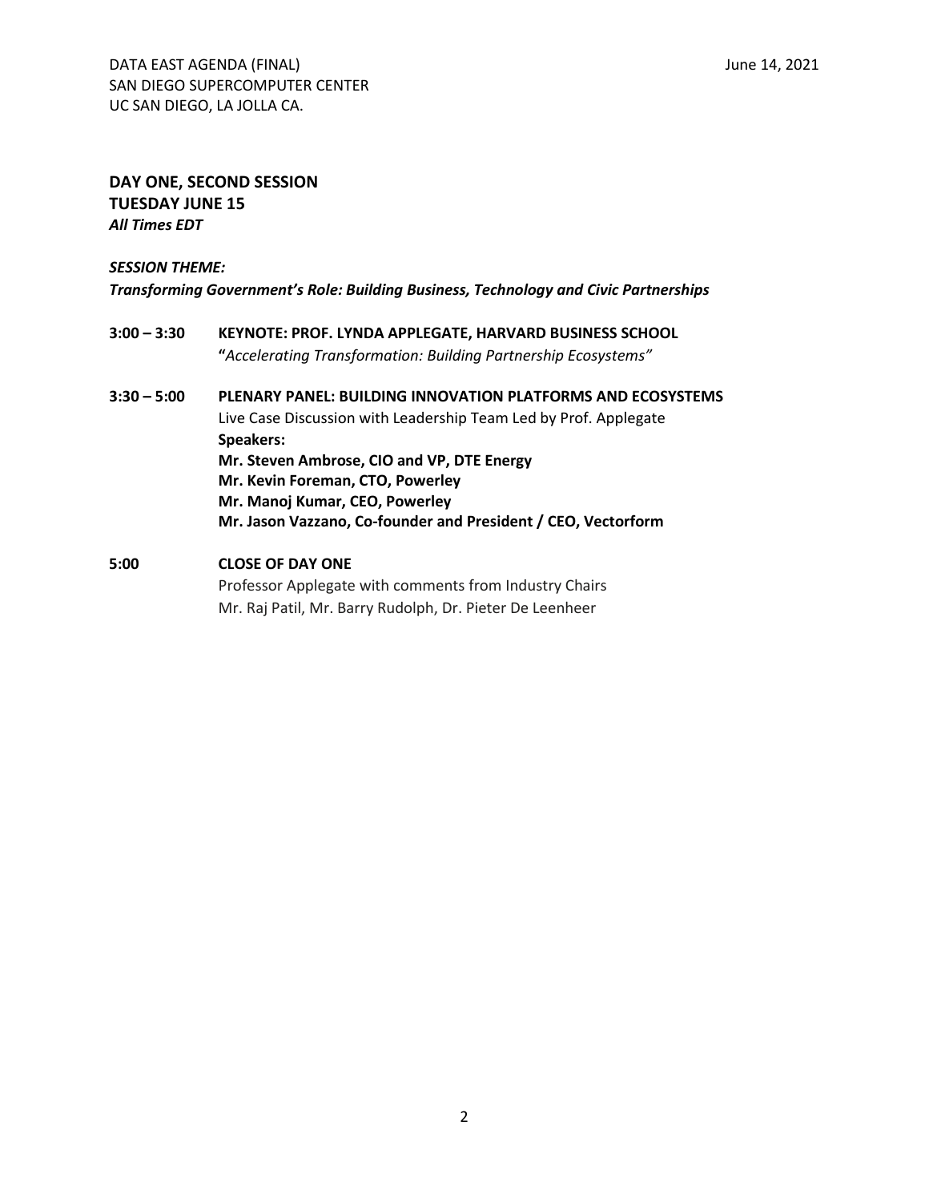## DAY ONE, SECOND SESSION
## TUESDAY JUNE 15
***All Times EDT***

***SESSION THEME:***
***Transforming Government's Role: Building Business, Technology and Civic Partnerships***

**3:00 – 3:30** **KEYNOTE: PROF. LYNDA APPLEGATE, HARVARD BUSINESS SCHOOL**
**"***Accelerating Transformation: Building Partnership Ecosystems"*

**3:30 – 5:00** **PLENARY PANEL: BUILDING INNOVATION PLATFORMS AND ECOSYSTEMS**
Live Case Discussion with Leadership Team Led by Prof. Applegate
**Speakers:**
**Mr. Steven Ambrose, CIO and VP, DTE Energy**
**Mr. Kevin Foreman, CTO, Powerley**
**Mr. Manoj Kumar, CEO, Powerley**
**Mr. Jason Vazzano, Co-founder and President / CEO, Vectorform**

**5:00** **CLOSE OF DAY ONE**
Professor Applegate with comments from Industry Chairs
Mr. Raj Patil, Mr. Barry Rudolph, Dr. Pieter De Leenheer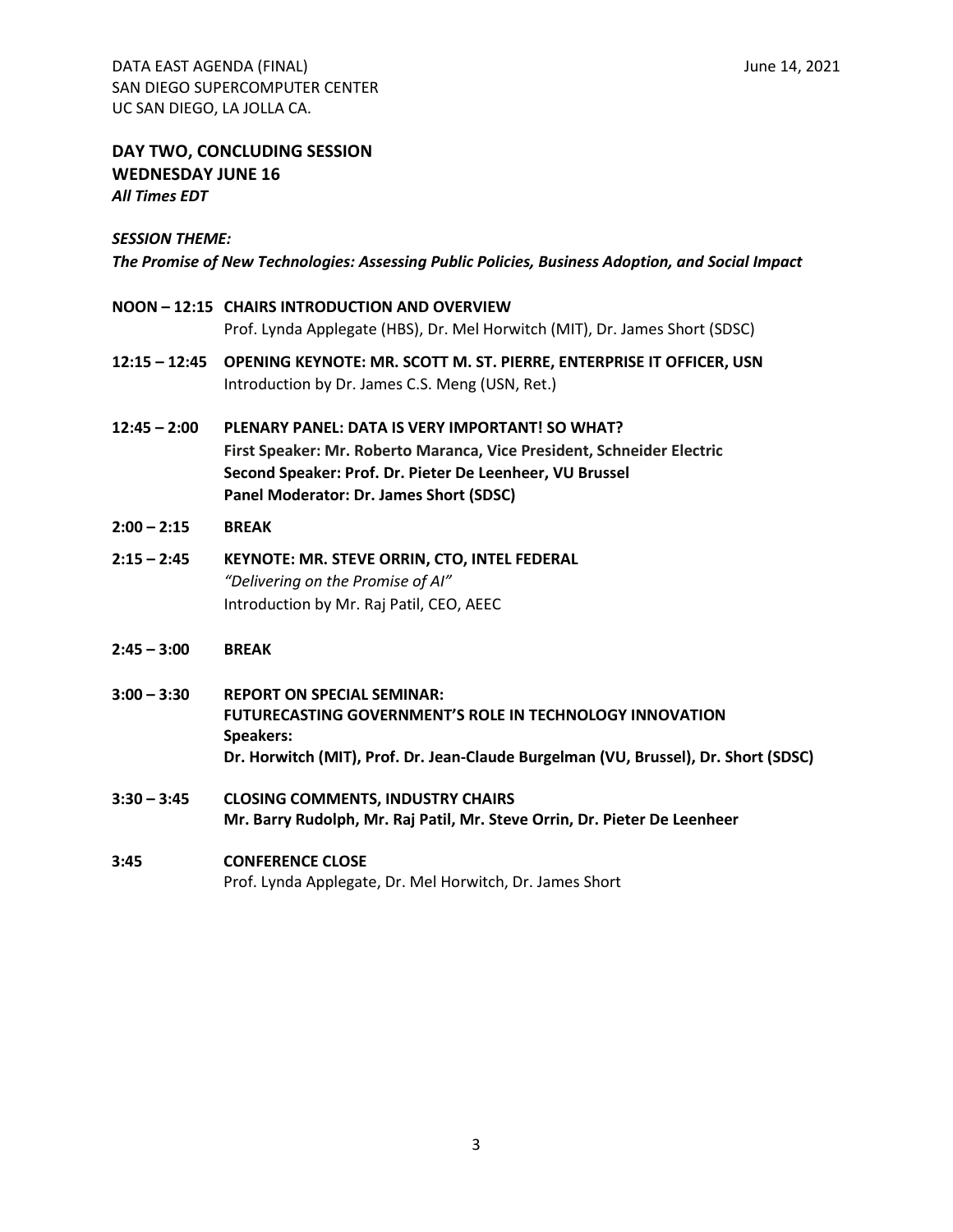DATA EAST AGENDA (FINAL)
SAN DIEGO SUPERCOMPUTER CENTER
UC SAN DIEGO, LA JOLLA CA.

June 14, 2021

## DAY TWO, CONCLUDING SESSION
## WEDNESDAY JUNE 16
***All Times EDT***

***SESSION THEME:***
***The Promise of New Technologies: Assessing Public Policies, Business Adoption, and Social Impact***

**NOON – 12:15 CHAIRS INTRODUCTION AND OVERVIEW**
Prof. Lynda Applegate (HBS), Dr. Mel Horwitch (MIT), Dr. James Short (SDSC)

**12:15 – 12:45 OPENING KEYNOTE: MR. SCOTT M. ST. PIERRE, ENTERPRISE IT OFFICER, USN**
Introduction by Dr. James C.S. Meng (USN, Ret.)

**12:45 – 2:00 PLENARY PANEL: DATA IS VERY IMPORTANT! SO WHAT?**
**First Speaker: Mr. Roberto Maranca, Vice President, Schneider Electric**
**Second Speaker: Prof. Dr. Pieter De Leenheer, VU Brussel**
**Panel Moderator: Dr. James Short (SDSC)**

**2:00 – 2:15 BREAK**

**2:15 – 2:45 KEYNOTE: MR. STEVE ORRIN, CTO, INTEL FEDERAL**
*"Delivering on the Promise of AI"*
Introduction by Mr. Raj Patil, CEO, AEEC

**2:45 – 3:00 BREAK**

**3:00 – 3:30 REPORT ON SPECIAL SEMINAR:**
**FUTURECASTING GOVERNMENT'S ROLE IN TECHNOLOGY INNOVATION**
**Speakers:**
**Dr. Horwitch (MIT), Prof. Dr. Jean-Claude Burgelman (VU, Brussel), Dr. Short (SDSC)**

**3:30 – 3:45 CLOSING COMMENTS, INDUSTRY CHAIRS**
**Mr. Barry Rudolph, Mr. Raj Patil, Mr. Steve Orrin, Dr. Pieter De Leenheer**

**3:45 CONFERENCE CLOSE**
Prof. Lynda Applegate, Dr. Mel Horwitch, Dr. James Short